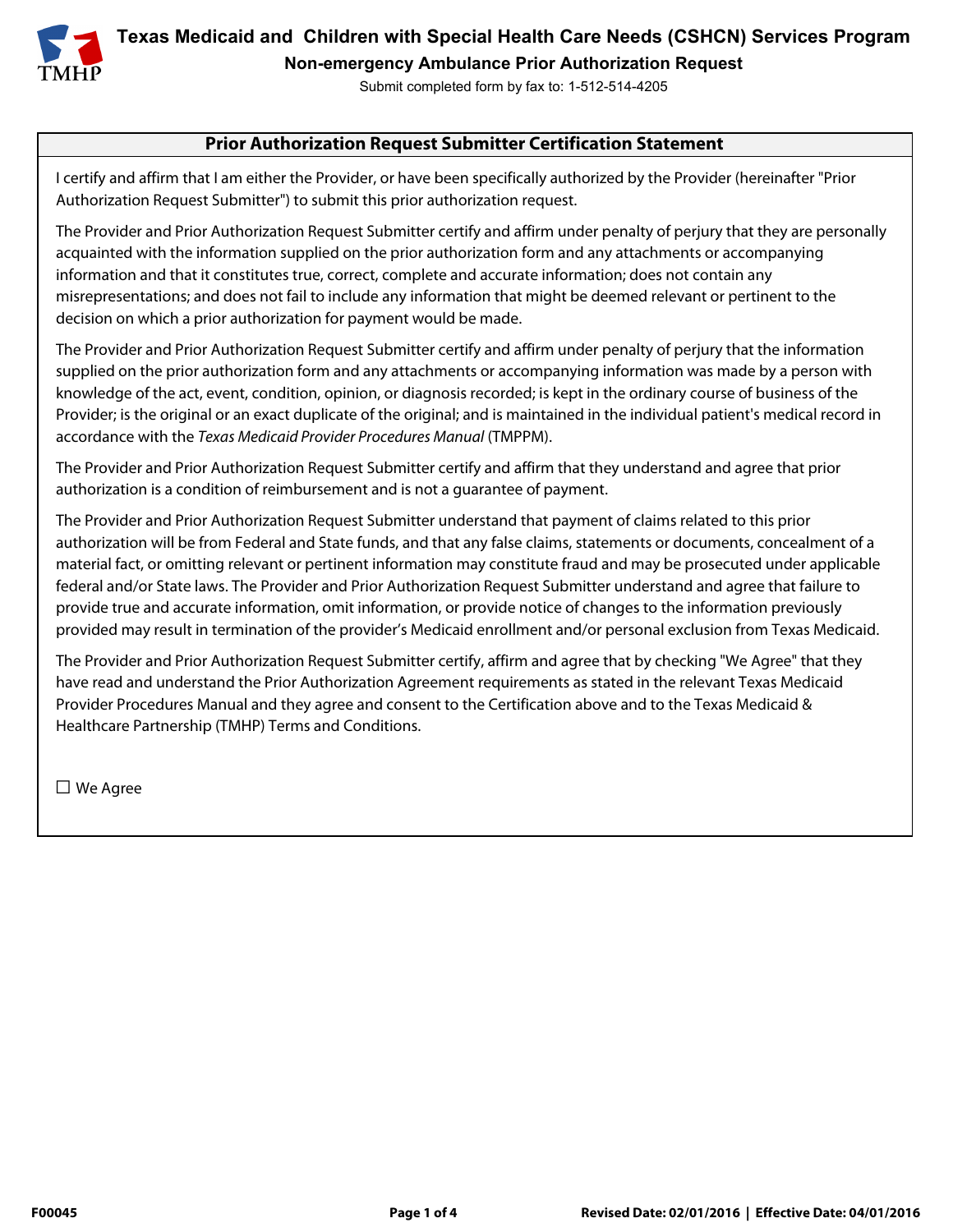# Texas Medicaid and Children with Special Health Care Needs (CSHCN) Services Program

## Non-emergency Ambulance Prior Authorization Request

Submit completed form by fax to: 1-512-514-4205

### Prior Authorization Request Submitter Certification Statement

I certify and affirm that I am either the Provider, or have been specifically authorized by the Provider (hereinafter "Prior Authorization Request Submitter") to submit this prior authorization request.

The Provider and Prior Authorization Request Submitter certify and affirm under penalty of perjury that they are personally acquainted with the information supplied on the prior authorization form and any attachments or accompanying information and that it constitutes true, correct, complete and accurate information; does not contain any misrepresentations; and does not fail to include any information that might be deemed relevant or pertinent to the decision on which a prior authorization for payment would be made.

The Provider and Prior Authorization Request Submitter certify and affirm under penalty of perjury that the information supplied on the prior authorization form and any attachments or accompanying information was made by a person with knowledge of the act, event, condition, opinion, or diagnosis recorded; is kept in the ordinary course of business of the Provider; is the original or an exact duplicate of the original; and is maintained in the individual patient's medical record in accordance with the *Texas Medicaid Provider Procedures Manual* (TMPPM).

The Provider and Prior Authorization Request Submitter certify and affirm that they understand and agree that prior authorization is a condition of reimbursement and is not a guarantee of payment.

The Provider and Prior Authorization Request Submitter understand that payment of claims related to this prior authorization will be from Federal and State funds, and that any false claims, statements or documents, concealment of a material fact, or omitting relevant or pertinent information may constitute fraud and may be prosecuted under applicable federal and/or State laws. The Provider and Prior Authorization Request Submitter understand and agree that failure to provide true and accurate information, omit information, or provide notice of changes to the information previously provided may result in termination of the provider's Medicaid enrollment and/or personal exclusion from Texas Medicaid.

The Provider and Prior Authorization Request Submitter certify, affirm and agree that by checking "We Agree" that they have read and understand the Prior Authorization Agreement requirements as stated in the relevant Texas Medicaid Provider Procedures Manual and they agree and consent to the Certification above and to the Texas Medicaid & Healthcare Partnership (TMHP) Terms and Conditions.

☐ We Agree

F00045 | Revised Date: 02/01/2016 | Effective Date: 04/01/2016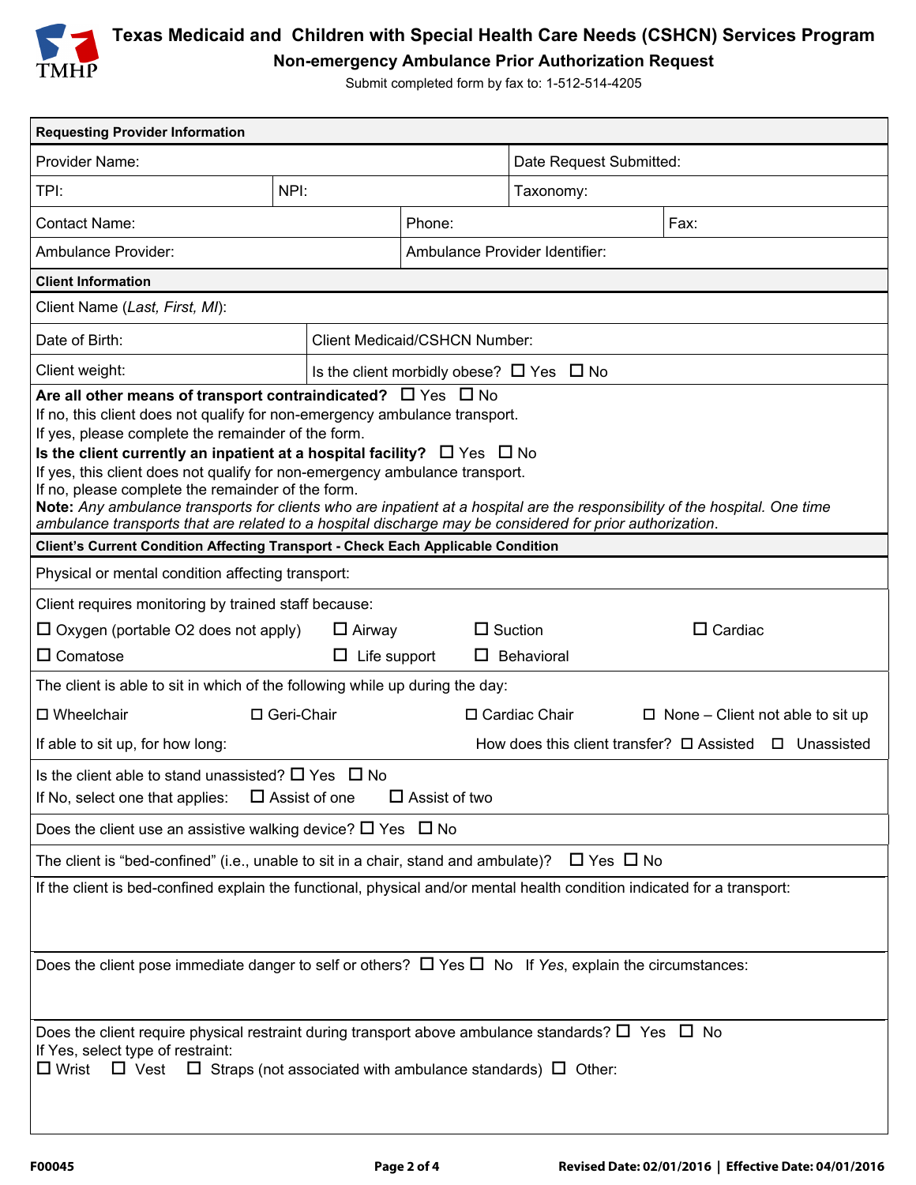# Texas Medicaid and Children with Special Health Care Needs (CSHCN) Services Program

## Non-emergency Ambulance Prior Authorization Request

Submit completed form by fax to: 1-512-514-4205

**Requesting Provider Information**

| Provider Name: | | Date Request Submitted: |
|---|---|---|
| TPI: | NPI: | Taxonomy: |

| Contact Name: | Phone: | Fax: |
|---|---|---|
| Ambulance Provider: | Ambulance Provider Identifier: | |

**Client Information**

Client Name (*Last, First, MI*):

| Date of Birth: | Client Medicaid/CSHCN Number: |
|---|---|
| Client weight: | Is the client morbidly obese? ☐ Yes ☐ No |

**Are all other means of transport contraindicated?** ☐ Yes ☐ No
If no, this client does not qualify for non-emergency ambulance transport.
If yes, please complete the remainder of the form.
**Is the client currently an inpatient at a hospital facility?** ☐ Yes ☐ No
If yes, this client does not qualify for non-emergency ambulance transport.
If no, please complete the remainder of the form.
**Note:** *Any ambulance transports for clients who are inpatient at a hospital are the responsibility of the hospital. One time ambulance transports that are related to a hospital discharge may be considered for prior authorization.*

**Client's Current Condition Affecting Transport - Check Each Applicable Condition**

Physical or mental condition affecting transport:

Client requires monitoring by trained staff because:

☐ Oxygen (portable O2 does not apply) ☐ Airway ☐ Suction ☐ Cardiac
☐ Comatose ☐ Life support ☐ Behavioral

The client is able to sit in which of the following while up during the day:

☐ Wheelchair ☐ Geri-Chair ☐ Cardiac Chair ☐ None – Client not able to sit up

If able to sit up, for how long: How does this client transfer? ☐ Assisted ☐ Unassisted

Is the client able to stand unassisted? ☐ Yes ☐ No
If No, select one that applies: ☐ Assist of one ☐ Assist of two

Does the client use an assistive walking device? ☐ Yes ☐ No

The client is "bed-confined" (i.e., unable to sit in a chair, stand and ambulate)? ☐ Yes ☐ No

If the client is bed-confined explain the functional, physical and/or mental health condition indicated for a transport:

Does the client pose immediate danger to self or others? ☐ Yes ☐ No If *Yes*, explain the circumstances:

Does the client require physical restraint during transport above ambulance standards? ☐ Yes ☐ No
If Yes, select type of restraint:
☐ Wrist ☐ Vest ☐ Straps (not associated with ambulance standards) ☐ Other:

F00045 Revised Date: 02/01/2016 | Effective Date: 04/01/2016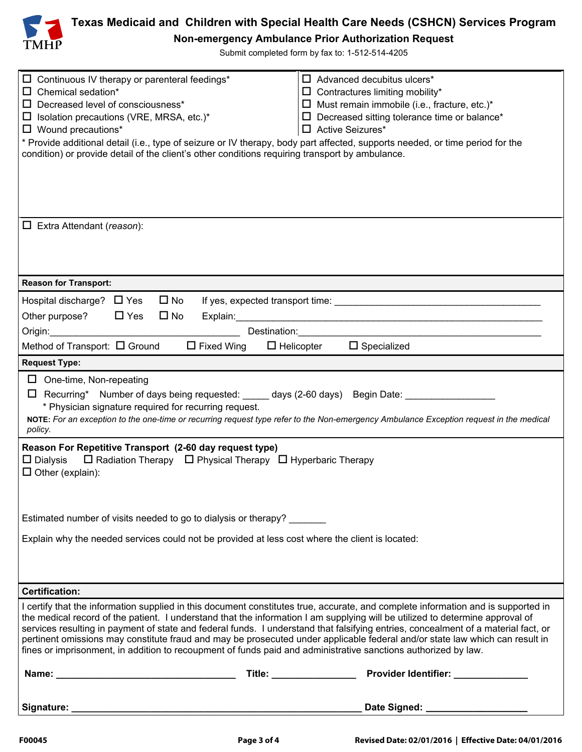# Texas Medicaid and Children with Special Health Care Needs (CSHCN) Services Program

## Non-emergency Ambulance Prior Authorization Request

Submit completed form by fax to: 1-512-514-4205

- ☐ Continuous IV therapy or parenteral feedings*
- ☐ Chemical sedation*
- ☐ Decreased level of consciousness*
- ☐ Isolation precautions (VRE, MRSA, etc.)*
- ☐ Wound precautions*
- ☐ Advanced decubitus ulcers*
- ☐ Contractures limiting mobility*
- ☐ Must remain immobile (i.e., fracture, etc.)*
- ☐ Decreased sitting tolerance time or balance*
- ☐ Active Seizures*

\* Provide additional detail (i.e., type of seizure or IV therapy, body part affected, supports needed, or time period for the condition) or provide detail of the client's other conditions requiring transport by ambulance.

☐ Extra Attendant (*reason*):

**Reason for Transport:**

Hospital discharge? ☐ Yes ☐ No If yes, expected transport time: ______________________________

Other purpose? ☐ Yes ☐ No Explain:______________________________________________

Origin:______________________________ Destination:______________________________________

Method of Transport: ☐ Ground ☐ Fixed Wing ☐ Helicopter ☐ Specialized

**Request Type:**

☐ One-time, Non-repeating

☐ Recurring* Number of days being requested: _____ days (2-60 days) Begin Date: ________________

\* Physician signature required for recurring request.

**NOTE:** *For an exception to the one-time or recurring request type refer to the Non-emergency Ambulance Exception request in the medical policy.*

**Reason For Repetitive Transport (2-60 day request type)**

☐ Dialysis ☐ Radiation Therapy ☐ Physical Therapy ☐ Hyperbaric Therapy

☐ Other (explain):

Estimated number of visits needed to go to dialysis or therapy? _______

Explain why the needed services could not be provided at less cost where the client is located:

**Certification:**

I certify that the information supplied in this document constitutes true, accurate, and complete information and is supported in the medical record of the patient. I understand that the information I am supplying will be utilized to determine approval of services resulting in payment of state and federal funds. I understand that falsifying entries, concealment of a material fact, or pertinent omissions may constitute fraud and may be prosecuted under applicable federal and/or state law which can result in fines or imprisonment, in addition to recoupment of funds paid and administrative sanctions authorized by law.

**Name:** ______________________________ **Title:** _______________ **Provider Identifier:** _____________

**Signature:** ______________________________________________________ **Date Signed:** __________________

F00045 | Revised Date: 02/01/2016 | Effective Date: 04/01/2016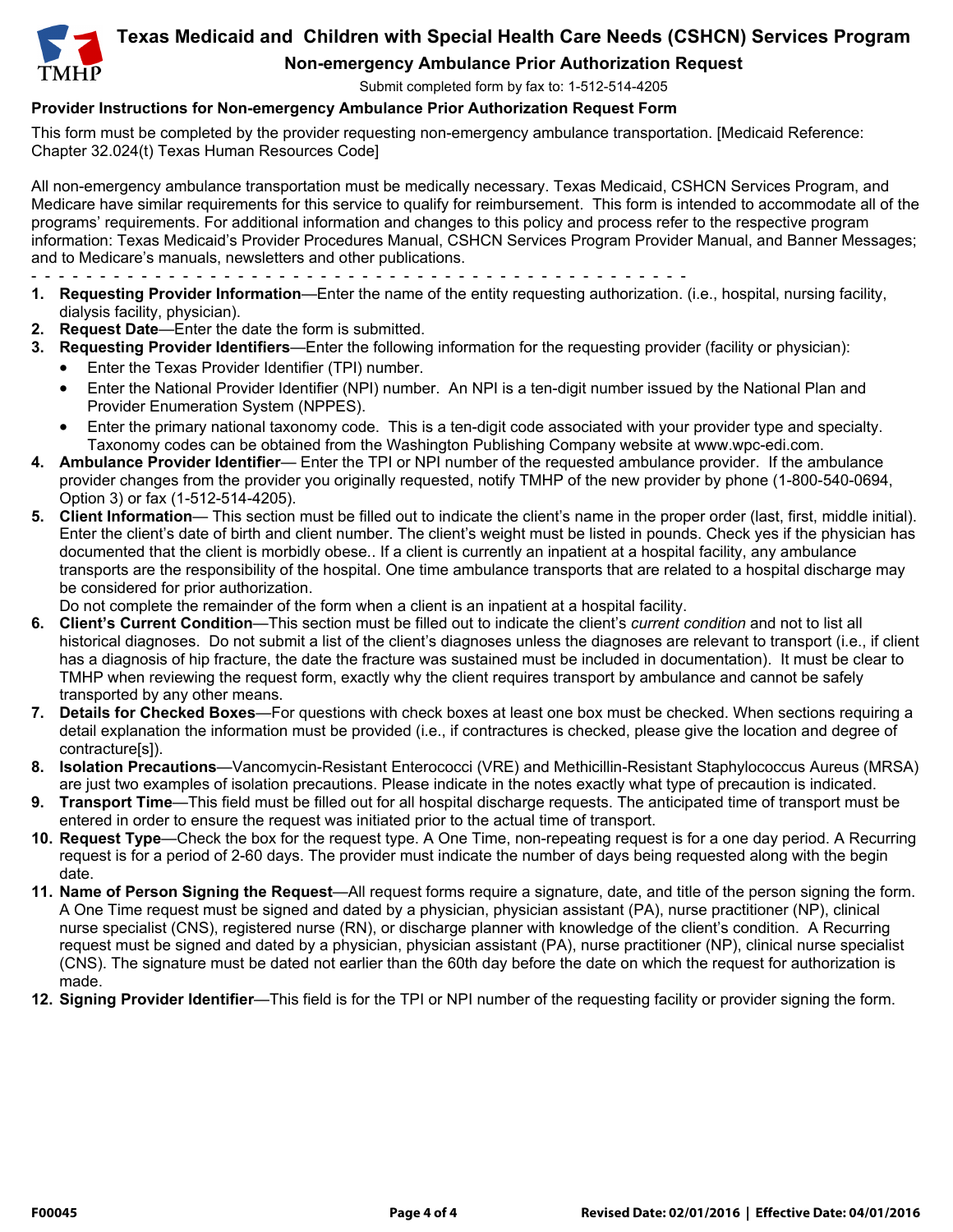# Texas Medicaid and Children with Special Health Care Needs (CSHCN) Services Program

## Non-emergency Ambulance Prior Authorization Request

Submit completed form by fax to: 1-512-514-4205

### Provider Instructions for Non-emergency Ambulance Prior Authorization Request Form

This form must be completed by the provider requesting non-emergency ambulance transportation. [Medicaid Reference: Chapter 32.024(t) Texas Human Resources Code]

All non-emergency ambulance transportation must be medically necessary. Texas Medicaid, CSHCN Services Program, and Medicare have similar requirements for this service to qualify for reimbursement. This form is intended to accommodate all of the programs' requirements. For additional information and changes to this policy and process refer to the respective program information: Texas Medicaid's Provider Procedures Manual, CSHCN Services Program Provider Manual, and Banner Messages; and to Medicare's manuals, newsletters and other publications.

- - - - - - - - - - - - - - - - - - - - - - - - - - - - - - - - - - - - - - - - - - - - - - - -

1. **Requesting Provider Information**—Enter the name of the entity requesting authorization. (i.e., hospital, nursing facility, dialysis facility, physician).
2. **Request Date**—Enter the date the form is submitted.
3. **Requesting Provider Identifiers**—Enter the following information for the requesting provider (facility or physician):
   - Enter the Texas Provider Identifier (TPI) number.
   - Enter the National Provider Identifier (NPI) number. An NPI is a ten-digit number issued by the National Plan and Provider Enumeration System (NPPES).
   - Enter the primary national taxonomy code. This is a ten-digit code associated with your provider type and specialty. Taxonomy codes can be obtained from the Washington Publishing Company website at www.wpc-edi.com.
4. **Ambulance Provider Identifier**— Enter the TPI or NPI number of the requested ambulance provider. If the ambulance provider changes from the provider you originally requested, notify TMHP of the new provider by phone (1-800-540-0694, Option 3) or fax (1-512-514-4205).
5. **Client Information**— This section must be filled out to indicate the client's name in the proper order (last, first, middle initial). Enter the client's date of birth and client number. The client's weight must be listed in pounds. Check yes if the physician has documented that the client is morbidly obese.. If a client is currently an inpatient at a hospital facility, any ambulance transports are the responsibility of the hospital. One time ambulance transports that are related to a hospital discharge may be considered for prior authorization.
   Do not complete the remainder of the form when a client is an inpatient at a hospital facility.
6. **Client's Current Condition**—This section must be filled out to indicate the client's *current condition* and not to list all historical diagnoses. Do not submit a list of the client's diagnoses unless the diagnoses are relevant to transport (i.e., if client has a diagnosis of hip fracture, the date the fracture was sustained must be included in documentation). It must be clear to TMHP when reviewing the request form, exactly why the client requires transport by ambulance and cannot be safely transported by any other means.
7. **Details for Checked Boxes**—For questions with check boxes at least one box must be checked. When sections requiring a detail explanation the information must be provided (i.e., if contractures is checked, please give the location and degree of contracture[s]).
8. **Isolation Precautions**—Vancomycin-Resistant Enterococci (VRE) and Methicillin-Resistant Staphylococcus Aureus (MRSA) are just two examples of isolation precautions. Please indicate in the notes exactly what type of precaution is indicated.
9. **Transport Time**—This field must be filled out for all hospital discharge requests. The anticipated time of transport must be entered in order to ensure the request was initiated prior to the actual time of transport.
10. **Request Type**—Check the box for the request type. A One Time, non-repeating request is for a one day period. A Recurring request is for a period of 2-60 days. The provider must indicate the number of days being requested along with the begin date.
11. **Name of Person Signing the Request**—All request forms require a signature, date, and title of the person signing the form. A One Time request must be signed and dated by a physician, physician assistant (PA), nurse practitioner (NP), clinical nurse specialist (CNS), registered nurse (RN), or discharge planner with knowledge of the client's condition. A Recurring request must be signed and dated by a physician, physician assistant (PA), nurse practitioner (NP), clinical nurse specialist (CNS). The signature must be dated not earlier than the 60th day before the date on which the request for authorization is made.
12. **Signing Provider Identifier**—This field is for the TPI or NPI number of the requesting facility or provider signing the form.

F00045 | Revised Date: 02/01/2016 | Effective Date: 04/01/2016